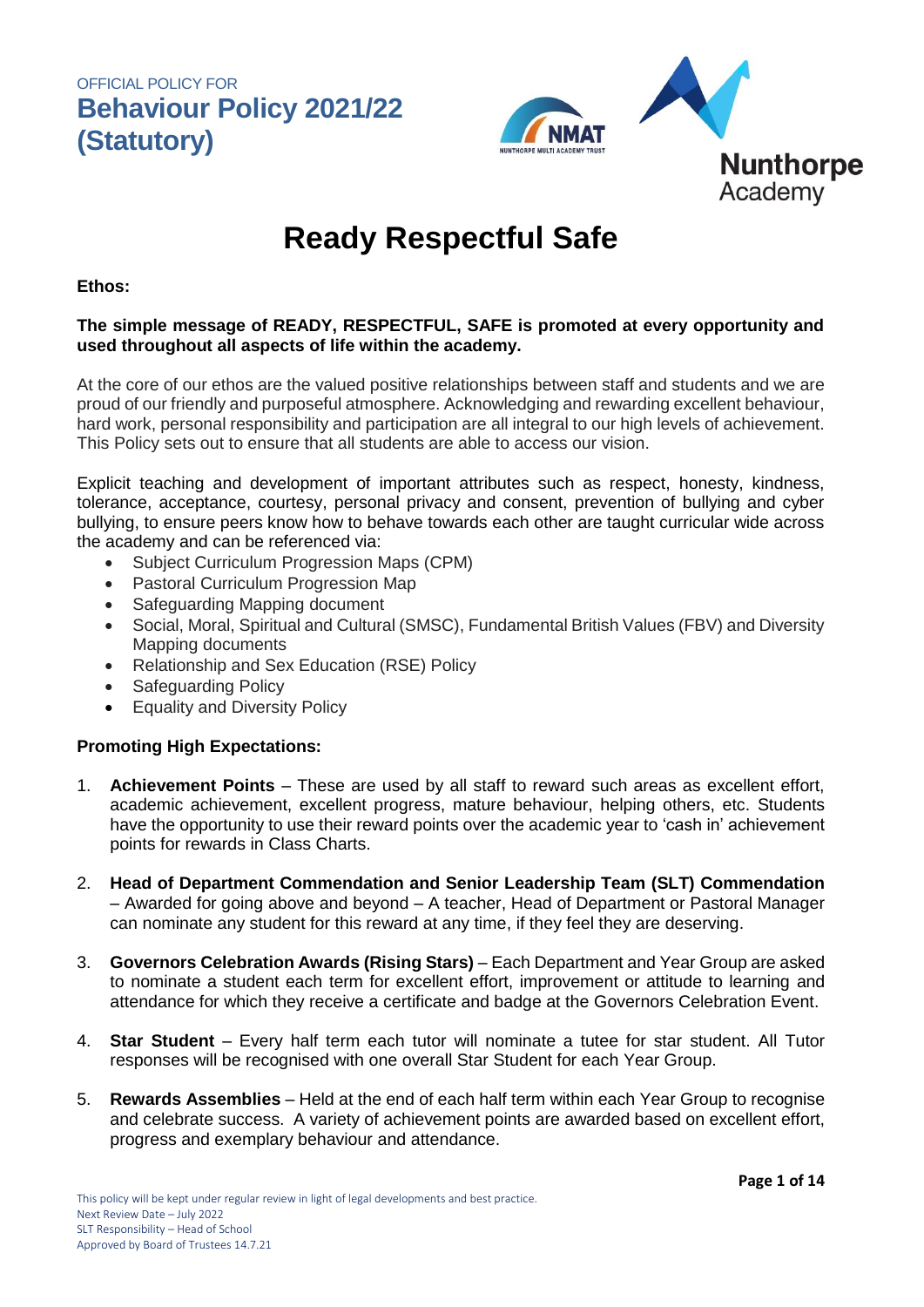OFFICIAL POLICY FOR

# Behaviour Policy 2021/22 (Statutory)

## Ready Respectful Safe

**Ethos:**

**The simple message of READY, RESPECTFUL, SAFE is promoted at every opportunity and used throughout all aspects of life within the academy.**

At the core of our ethos are the valued positive relationships between staff and students and we are proud of our friendly and purposeful atmosphere. Acknowledging and rewarding excellent behaviour, hard work, personal responsibility and participation are all integral to our high levels of achievement. This Policy sets out to ensure that all students are able to access our vision.

Explicit teaching and development of important attributes such as respect, honesty, kindness, tolerance, acceptance, courtesy, personal privacy and consent, prevention of bullying and cyber bullying, to ensure peers know how to behave towards each other are taught curricular wide across the academy and can be referenced via:

- Subject Curriculum Progression Maps (CPM)
- Pastoral Curriculum Progression Map
- Safeguarding Mapping document
- Social, Moral, Spiritual and Cultural (SMSC), Fundamental British Values (FBV) and Diversity Mapping documents
- Relationship and Sex Education (RSE) Policy
- Safeguarding Policy
- Equality and Diversity Policy

**Promoting High Expectations:**

1. **Achievement Points** – These are used by all staff to reward such areas as excellent effort, academic achievement, excellent progress, mature behaviour, helping others, etc. Students have the opportunity to use their reward points over the academic year to 'cash in' achievement points for rewards in Class Charts.
2. **Head of Department Commendation and Senior Leadership Team (SLT) Commendation** – Awarded for going above and beyond – A teacher, Head of Department or Pastoral Manager can nominate any student for this reward at any time, if they feel they are deserving.
3. **Governors Celebration Awards (Rising Stars)** – Each Department and Year Group are asked to nominate a student each term for excellent effort, improvement or attitude to learning and attendance for which they receive a certificate and badge at the Governors Celebration Event.
4. **Star Student** – Every half term each tutor will nominate a tutee for star student. All Tutor responses will be recognised with one overall Star Student for each Year Group.
5. **Rewards Assemblies** – Held at the end of each half term within each Year Group to recognise and celebrate success. A variety of achievement points are awarded based on excellent effort, progress and exemplary behaviour and attendance.

This policy will be kept under regular review in light of legal developments and best practice.
Next Review Date – July 2022
SLT Responsibility – Head of School
Approved by Board of Trustees 14.7.21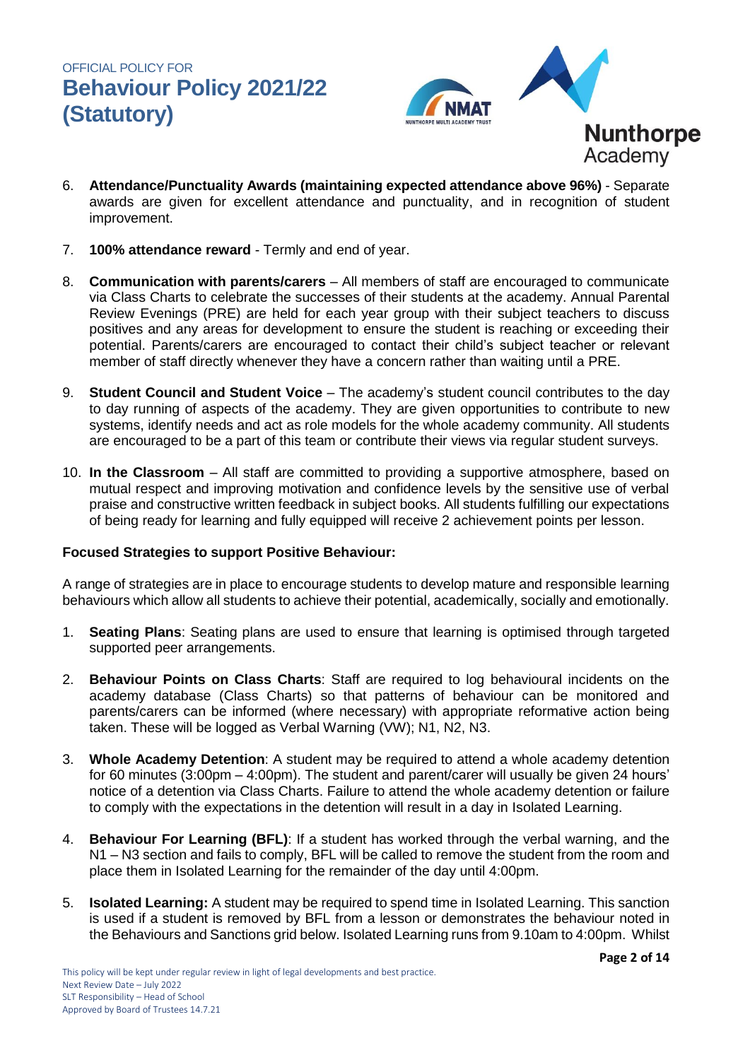6. **Attendance/Punctuality Awards (maintaining expected attendance above 96%)** - Separate awards are given for excellent attendance and punctuality, and in recognition of student improvement.

7. **100% attendance reward** - Termly and end of year.

8. **Communication with parents/carers** – All members of staff are encouraged to communicate via Class Charts to celebrate the successes of their students at the academy. Annual Parental Review Evenings (PRE) are held for each year group with their subject teachers to discuss positives and any areas for development to ensure the student is reaching or exceeding their potential. Parents/carers are encouraged to contact their child's subject teacher or relevant member of staff directly whenever they have a concern rather than waiting until a PRE.

9. **Student Council and Student Voice** – The academy's student council contributes to the day to day running of aspects of the academy. They are given opportunities to contribute to new systems, identify needs and act as role models for the whole academy community. All students are encouraged to be a part of this team or contribute their views via regular student surveys.

10. **In the Classroom** – All staff are committed to providing a supportive atmosphere, based on mutual respect and improving motivation and confidence levels by the sensitive use of verbal praise and constructive written feedback in subject books. All students fulfilling our expectations of being ready for learning and fully equipped will receive 2 achievement points per lesson.

**Focused Strategies to support Positive Behaviour:**

A range of strategies are in place to encourage students to develop mature and responsible learning behaviours which allow all students to achieve their potential, academically, socially and emotionally.

1. **Seating Plans**: Seating plans are used to ensure that learning is optimised through targeted supported peer arrangements.

2. **Behaviour Points on Class Charts**: Staff are required to log behavioural incidents on the academy database (Class Charts) so that patterns of behaviour can be monitored and parents/carers can be informed (where necessary) with appropriate reformative action being taken. These will be logged as Verbal Warning (VW); N1, N2, N3.

3. **Whole Academy Detention**: A student may be required to attend a whole academy detention for 60 minutes (3:00pm – 4:00pm). The student and parent/carer will usually be given 24 hours' notice of a detention via Class Charts. Failure to attend the whole academy detention or failure to comply with the expectations in the detention will result in a day in Isolated Learning.

4. **Behaviour For Learning (BFL)**: If a student has worked through the verbal warning, and the N1 – N3 section and fails to comply, BFL will be called to remove the student from the room and place them in Isolated Learning for the remainder of the day until 4:00pm.

5. **Isolated Learning:** A student may be required to spend time in Isolated Learning. This sanction is used if a student is removed by BFL from a lesson or demonstrates the behaviour noted in the Behaviours and Sanctions grid below. Isolated Learning runs from 9.10am to 4:00pm. Whilst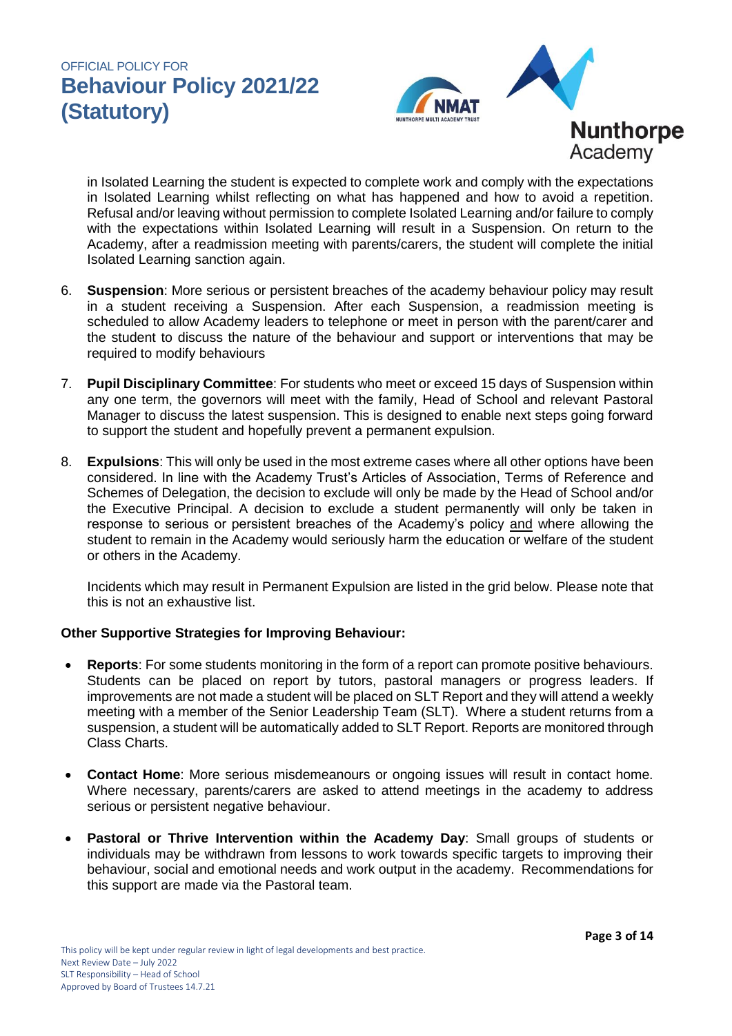in Isolated Learning the student is expected to complete work and comply with the expectations in Isolated Learning whilst reflecting on what has happened and how to avoid a repetition. Refusal and/or leaving without permission to complete Isolated Learning and/or failure to comply with the expectations within Isolated Learning will result in a Suspension. On return to the Academy, after a readmission meeting with parents/carers, the student will complete the initial Isolated Learning sanction again.

6. **Suspension**: More serious or persistent breaches of the academy behaviour policy may result in a student receiving a Suspension. After each Suspension, a readmission meeting is scheduled to allow Academy leaders to telephone or meet in person with the parent/carer and the student to discuss the nature of the behaviour and support or interventions that may be required to modify behaviours

7. **Pupil Disciplinary Committee**: For students who meet or exceed 15 days of Suspension within any one term, the governors will meet with the family, Head of School and relevant Pastoral Manager to discuss the latest suspension. This is designed to enable next steps going forward to support the student and hopefully prevent a permanent expulsion.

8. **Expulsions**: This will only be used in the most extreme cases where all other options have been considered. In line with the Academy Trust's Articles of Association, Terms of Reference and Schemes of Delegation, the decision to exclude will only be made by the Head of School and/or the Executive Principal. A decision to exclude a student permanently will only be taken in response to serious or persistent breaches of the Academy's policy and where allowing the student to remain in the Academy would seriously harm the education or welfare of the student or others in the Academy.

   Incidents which may result in Permanent Expulsion are listed in the grid below. Please note that this is not an exhaustive list.

**Other Supportive Strategies for Improving Behaviour:**

- **Reports**: For some students monitoring in the form of a report can promote positive behaviours. Students can be placed on report by tutors, pastoral managers or progress leaders. If improvements are not made a student will be placed on SLT Report and they will attend a weekly meeting with a member of the Senior Leadership Team (SLT). Where a student returns from a suspension, a student will be automatically added to SLT Report. Reports are monitored through Class Charts.

- **Contact Home**: More serious misdemeanours or ongoing issues will result in contact home. Where necessary, parents/carers are asked to attend meetings in the academy to address serious or persistent negative behaviour.

- **Pastoral or Thrive Intervention within the Academy Day**: Small groups of students or individuals may be withdrawn from lessons to work towards specific targets to improving their behaviour, social and emotional needs and work output in the academy. Recommendations for this support are made via the Pastoral team.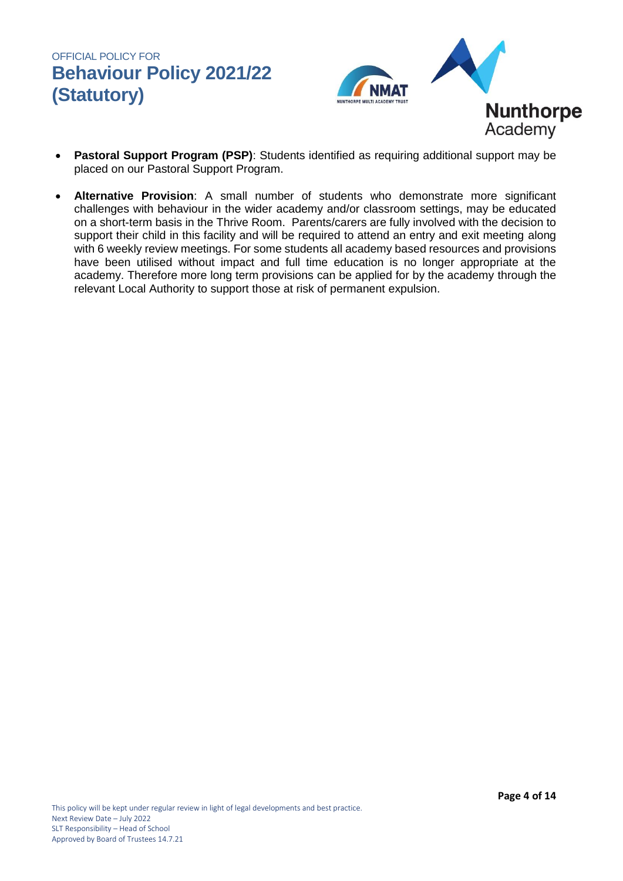- **Pastoral Support Program (PSP)**: Students identified as requiring additional support may be placed on our Pastoral Support Program.
- **Alternative Provision**: A small number of students who demonstrate more significant challenges with behaviour in the wider academy and/or classroom settings, may be educated on a short-term basis in the Thrive Room. Parents/carers are fully involved with the decision to support their child in this facility and will be required to attend an entry and exit meeting along with 6 weekly review meetings. For some students all academy based resources and provisions have been utilised without impact and full time education is no longer appropriate at the academy. Therefore more long term provisions can be applied for by the academy through the relevant Local Authority to support those at risk of permanent expulsion.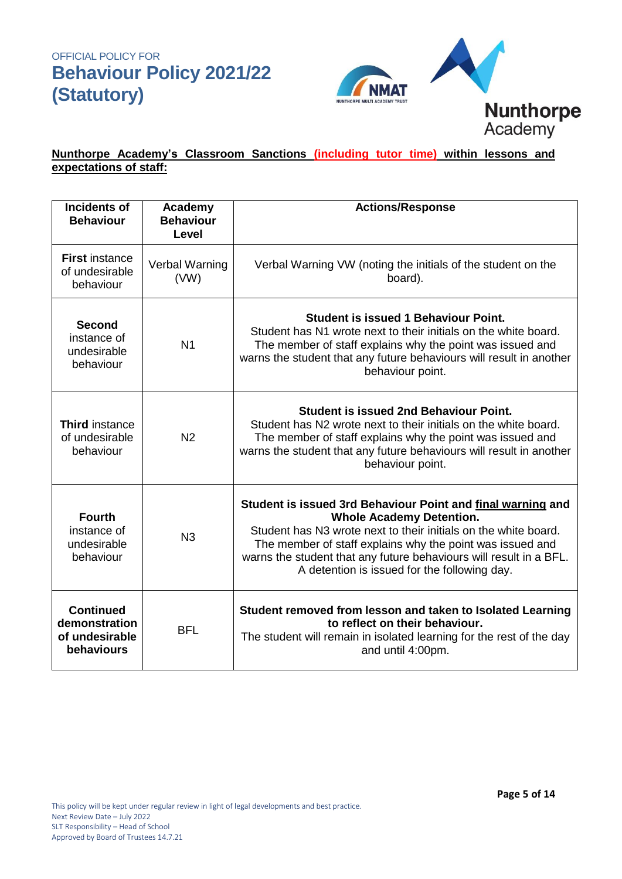**Nunthorpe Academy's Classroom Sanctions (including tutor time) within lessons and expectations of staff:**

| Incidents of Behaviour | Academy Behaviour Level | Actions/Response |
|---|---|---|
| **First** instance of undesirable behaviour | Verbal Warning (VW) | Verbal Warning VW (noting the initials of the student on the board). |
| **Second** instance of undesirable behaviour | N1 | **Student is issued 1 Behaviour Point.** Student has N1 wrote next to their initials on the white board. The member of staff explains why the point was issued and warns the student that any future behaviours will result in another behaviour point. |
| **Third** instance of undesirable behaviour | N2 | **Student is issued 2nd Behaviour Point.** Student has N2 wrote next to their initials on the white board. The member of staff explains why the point was issued and warns the student that any future behaviours will result in another behaviour point. |
| **Fourth** instance of undesirable behaviour | N3 | **Student is issued 3rd Behaviour Point and final warning and Whole Academy Detention.** Student has N3 wrote next to their initials on the white board. The member of staff explains why the point was issued and warns the student that any future behaviours will result in a BFL. A detention is issued for the following day. |
| **Continued demonstration of undesirable behaviours** | BFL | **Student removed from lesson and taken to Isolated Learning to reflect on their behaviour.** The student will remain in isolated learning for the rest of the day and until 4:00pm. |

This policy will be kept under regular review in light of legal developments and best practice.
Next Review Date – July 2022
SLT Responsibility – Head of School
Approved by Board of Trustees 14.7.21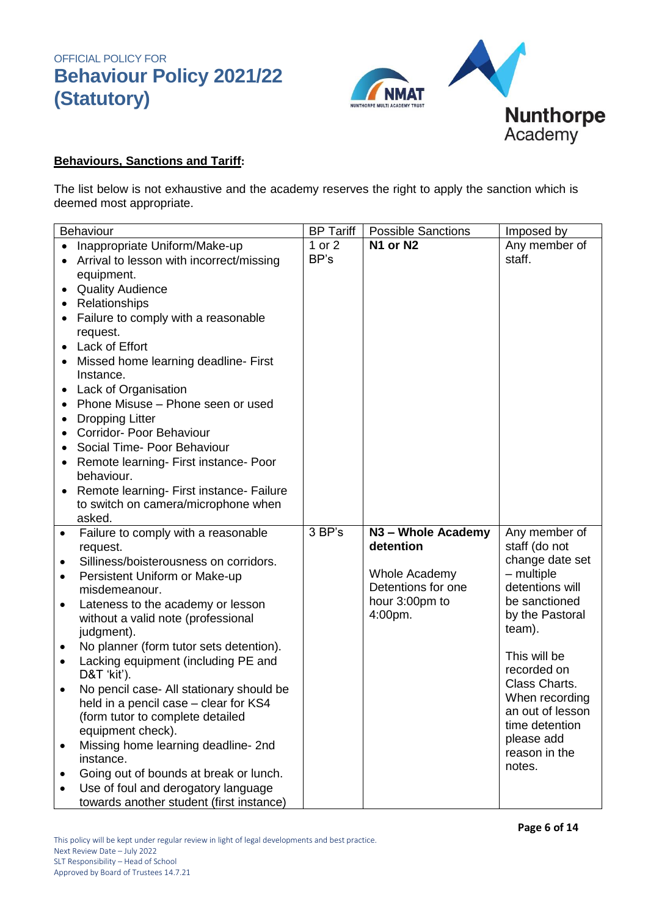OFFICIAL POLICY FOR

# Behaviour Policy 2021/22 (Statutory)

**Behaviours, Sanctions and Tariff:**

The list below is not exhaustive and the academy reserves the right to apply the sanction which is deemed most appropriate.

| Behaviour | BP Tariff | Possible Sanctions | Imposed by |
|---|---|---|---|
| • Inappropriate Uniform/Make-up<br>• Arrival to lesson with incorrect/missing equipment.<br>• Quality Audience<br>• Relationships<br>• Failure to comply with a reasonable request.<br>• Lack of Effort<br>• Missed home learning deadline- First Instance.<br>• Lack of Organisation<br>• Phone Misuse – Phone seen or used<br>• Dropping Litter<br>• Corridor- Poor Behaviour<br>• Social Time- Poor Behaviour<br>• Remote learning- First instance- Poor behaviour.<br>• Remote learning- First instance- Failure to switch on camera/microphone when asked. | 1 or 2 BP's | **N1 or N2** | Any member of staff. |
| • Failure to comply with a reasonable request.<br>• Silliness/boisterousness on corridors.<br>• Persistent Uniform or Make-up misdemeanour.<br>• Lateness to the academy or lesson without a valid note (professional judgment).<br>• No planner (form tutor sets detention).<br>• Lacking equipment (including PE and D&T 'kit').<br>• No pencil case- All stationary should be held in a pencil case – clear for KS4 (form tutor to complete detailed equipment check).<br>• Missing home learning deadline- 2nd instance.<br>• Going out of bounds at break or lunch.<br>• Use of foul and derogatory language towards another student (first instance) | 3 BP's | **N3 – Whole Academy detention**<br><br>Whole Academy Detentions for one hour 3:00pm to 4:00pm. | Any member of staff (do not change date set – multiple detentions will be sanctioned by the Pastoral team).<br><br>This will be recorded on Class Charts. When recording an out of lesson time detention please add reason in the notes. |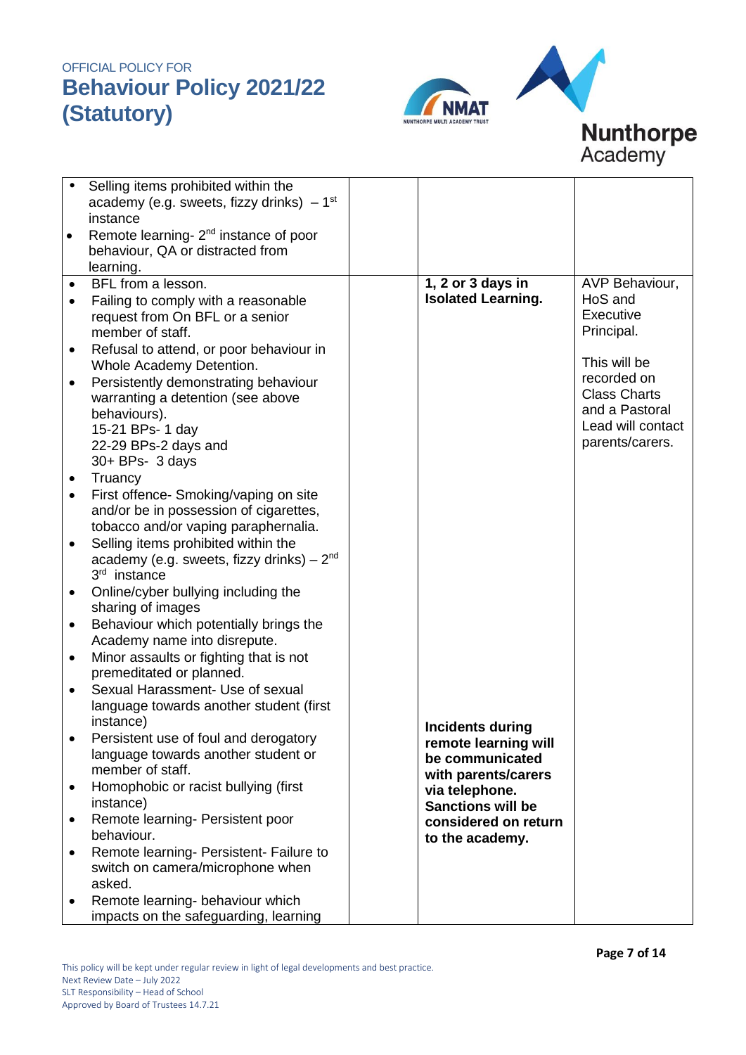| | | | |
|---|---|---|---|
| • Selling items prohibited within the academy (e.g. sweets, fizzy drinks) – 1st instance<br>• Remote learning- 2nd instance of poor behaviour, QA or distracted from learning. | | | |
| • BFL from a lesson.<br>• Failing to comply with a reasonable request from On BFL or a senior member of staff.<br>• Refusal to attend, or poor behaviour in Whole Academy Detention.<br>• Persistently demonstrating behaviour warranting a detention (see above behaviours).<br>15-21 BPs- 1 day<br>22-29 BPs-2 days and<br>30+ BPs- 3 days<br>• Truancy<br>• First offence- Smoking/vaping on site and/or be in possession of cigarettes, tobacco and/or vaping paraphernalia.<br>• Selling items prohibited within the academy (e.g. sweets, fizzy drinks) – 2nd 3rd instance<br>• Online/cyber bullying including the sharing of images<br>• Behaviour which potentially brings the Academy name into disrepute.<br>• Minor assaults or fighting that is not premeditated or planned.<br>• Sexual Harassment- Use of sexual language towards another student (first instance)<br>• Persistent use of foul and derogatory language towards another student or member of staff.<br>• Homophobic or racist bullying (first instance)<br>• Remote learning- Persistent poor behaviour.<br>• Remote learning- Persistent- Failure to switch on camera/microphone when asked.<br>• Remote learning- behaviour which impacts on the safeguarding, learning | | **1, 2 or 3 days in Isolated Learning.**<br><br>**Incidents during remote learning will be communicated with parents/carers via telephone. Sanctions will be considered on return to the academy.** | AVP Behaviour, HoS and Executive Principal.<br><br>This will be recorded on Class Charts and a Pastoral Lead will contact parents/carers. |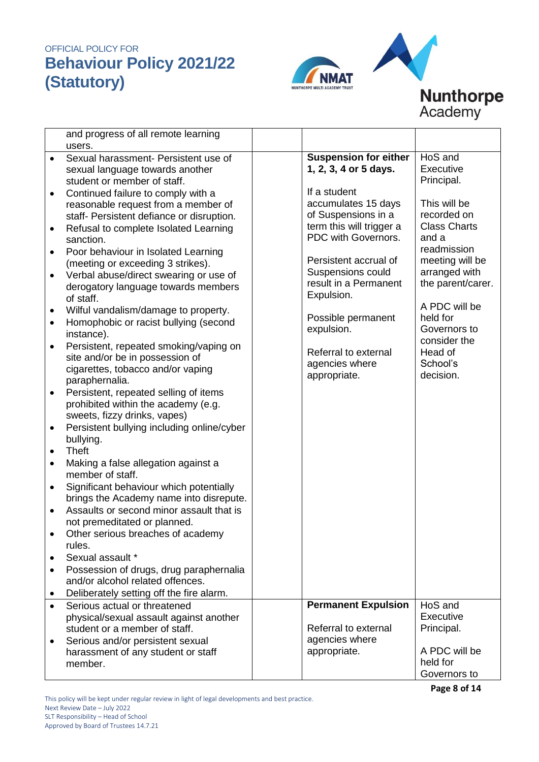| | | | |
|---|---|---|---|
| and progress of all remote learning users. | | | |
| • Sexual harassment- Persistent use of sexual language towards another student or member of staff.<br>• Continued failure to comply with a reasonable request from a member of staff- Persistent defiance or disruption.<br>• Refusal to complete Isolated Learning sanction.<br>• Poor behaviour in Isolated Learning (meeting or exceeding 3 strikes).<br>• Verbal abuse/direct swearing or use of derogatory language towards members of staff.<br>• Wilful vandalism/damage to property.<br>• Homophobic or racist bullying (second instance).<br>• Persistent, repeated smoking/vaping on site and/or be in possession of cigarettes, tobacco and/or vaping paraphernalia.<br>• Persistent, repeated selling of items prohibited within the academy (e.g. sweets, fizzy drinks, vapes)<br>• Persistent bullying including online/cyber bullying.<br>• Theft<br>• Making a false allegation against a member of staff.<br>• Significant behaviour which potentially brings the Academy name into disrepute.<br>• Assaults or second minor assault that is not premeditated or planned.<br>• Other serious breaches of academy rules.<br>• Sexual assault *<br>• Possession of drugs, drug paraphernalia and/or alcohol related offences.<br>• Deliberately setting off the fire alarm. | | **Suspension for either 1, 2, 3, 4 or 5 days.**<br><br>If a student accumulates 15 days of Suspensions in a term this will trigger a PDC with Governors.<br><br>Persistent accrual of Suspensions could result in a Permanent Expulsion.<br><br>Possible permanent expulsion.<br><br>Referral to external agencies where appropriate. | HoS and Executive Principal.<br><br>This will be recorded on Class Charts and a readmission meeting will be arranged with the parent/carer.<br><br>A PDC will be held for Governors to consider the Head of School's decision. |
| • Serious actual or threatened physical/sexual assault against another student or a member of staff.<br>• Serious and/or persistent sexual harassment of any student or staff member. | | **Permanent Expulsion**<br><br>Referral to external agencies where appropriate. | HoS and Executive Principal.<br><br>A PDC will be held for Governors to |

This policy will be kept under regular review in light of legal developments and best practice.
Next Review Date – July 2022
SLT Responsibility – Head of School
Approved by Board of Trustees 14.7.21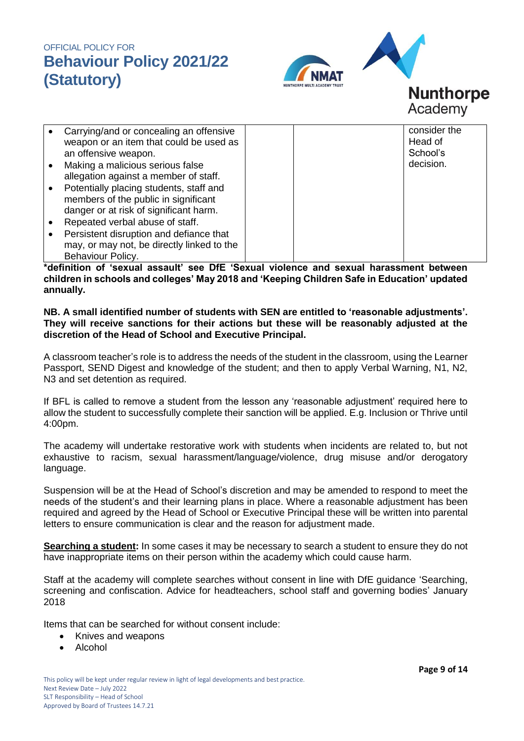| | | | |
|---|---|---|---|
| • Carrying/and or concealing an offensive weapon or an item that could be used as an offensive weapon.<br>• Making a malicious serious false allegation against a member of staff.<br>• Potentially placing students, staff and members of the public in significant danger or at risk of significant harm.<br>• Repeated verbal abuse of staff.<br>• Persistent disruption and defiance that may, or may not, be directly linked to the Behaviour Policy. | | | consider the Head of School's decision. |

**\*definition of 'sexual assault' see DfE 'Sexual violence and sexual harassment between children in schools and colleges' May 2018 and 'Keeping Children Safe in Education' updated annually.**

**NB. A small identified number of students with SEN are entitled to 'reasonable adjustments'. They will receive sanctions for their actions but these will be reasonably adjusted at the discretion of the Head of School and Executive Principal.**

A classroom teacher's role is to address the needs of the student in the classroom, using the Learner Passport, SEND Digest and knowledge of the student; and then to apply Verbal Warning, N1, N2, N3 and set detention as required.

If BFL is called to remove a student from the lesson any 'reasonable adjustment' required here to allow the student to successfully complete their sanction will be applied. E.g. Inclusion or Thrive until 4:00pm.

The academy will undertake restorative work with students when incidents are related to, but not exhaustive to racism, sexual harassment/language/violence, drug misuse and/or derogatory language.

Suspension will be at the Head of School's discretion and may be amended to respond to meet the needs of the student's and their learning plans in place. Where a reasonable adjustment has been required and agreed by the Head of School or Executive Principal these will be written into parental letters to ensure communication is clear and the reason for adjustment made.

**Searching a student:** In some cases it may be necessary to search a student to ensure they do not have inappropriate items on their person within the academy which could cause harm.

Staff at the academy will complete searches without consent in line with DfE guidance 'Searching, screening and confiscation. Advice for headteachers, school staff and governing bodies' January 2018

Items that can be searched for without consent include:

- Knives and weapons
- Alcohol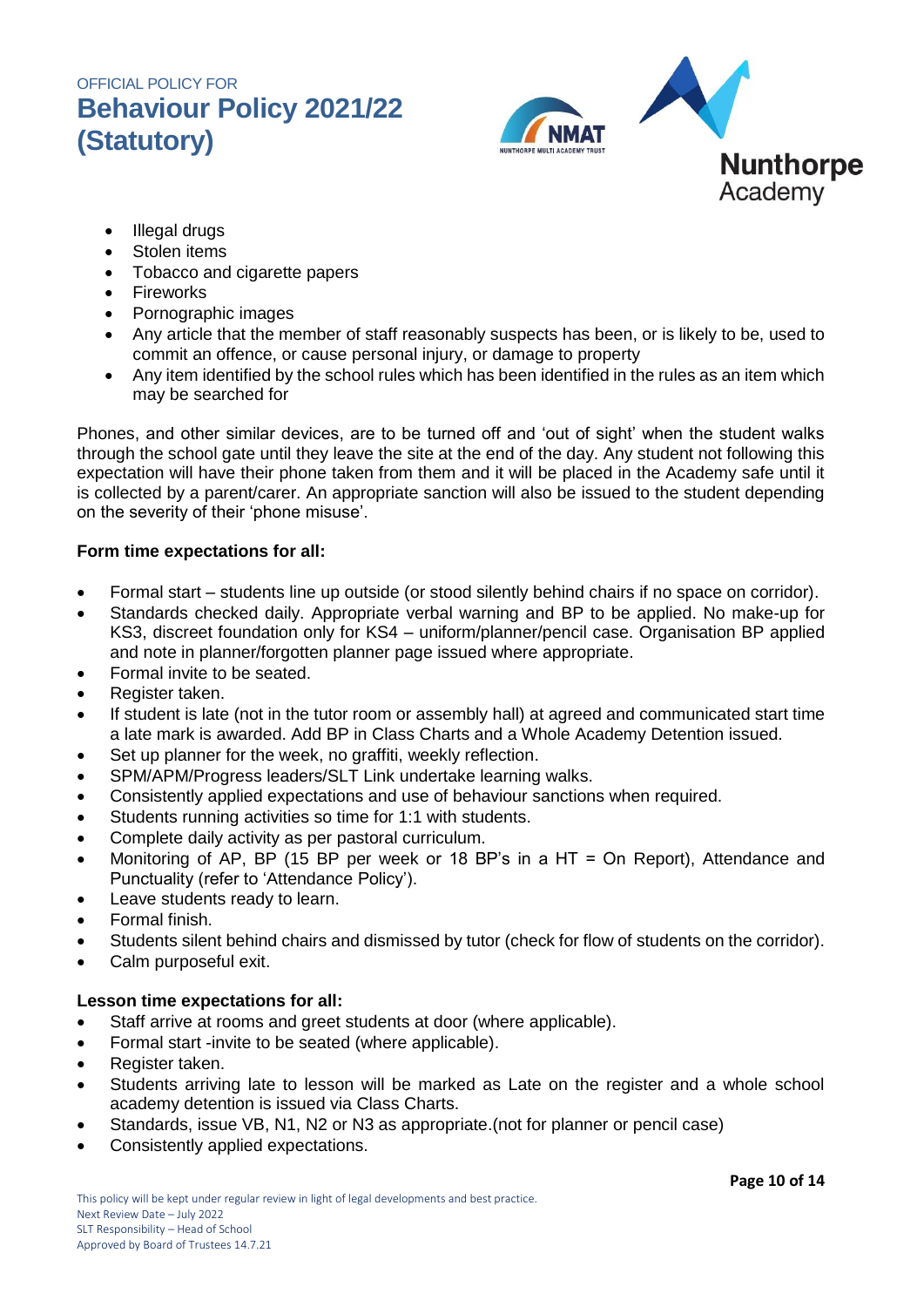- Illegal drugs
- Stolen items
- Tobacco and cigarette papers
- Fireworks
- Pornographic images
- Any article that the member of staff reasonably suspects has been, or is likely to be, used to commit an offence, or cause personal injury, or damage to property
- Any item identified by the school rules which has been identified in the rules as an item which may be searched for

Phones, and other similar devices, are to be turned off and 'out of sight' when the student walks through the school gate until they leave the site at the end of the day. Any student not following this expectation will have their phone taken from them and it will be placed in the Academy safe until it is collected by a parent/carer. An appropriate sanction will also be issued to the student depending on the severity of their 'phone misuse'.

**Form time expectations for all:**

- Formal start – students line up outside (or stood silently behind chairs if no space on corridor).
- Standards checked daily. Appropriate verbal warning and BP to be applied. No make-up for KS3, discreet foundation only for KS4 – uniform/planner/pencil case. Organisation BP applied and note in planner/forgotten planner page issued where appropriate.
- Formal invite to be seated.
- Register taken.
- If student is late (not in the tutor room or assembly hall) at agreed and communicated start time a late mark is awarded. Add BP in Class Charts and a Whole Academy Detention issued.
- Set up planner for the week, no graffiti, weekly reflection.
- SPM/APM/Progress leaders/SLT Link undertake learning walks.
- Consistently applied expectations and use of behaviour sanctions when required.
- Students running activities so time for 1:1 with students.
- Complete daily activity as per pastoral curriculum.
- Monitoring of AP, BP (15 BP per week or 18 BP's in a HT = On Report), Attendance and Punctuality (refer to 'Attendance Policy').
- Leave students ready to learn.
- Formal finish.
- Students silent behind chairs and dismissed by tutor (check for flow of students on the corridor).
- Calm purposeful exit.

**Lesson time expectations for all:**

- Staff arrive at rooms and greet students at door (where applicable).
- Formal start -invite to be seated (where applicable).
- Register taken.
- Students arriving late to lesson will be marked as Late on the register and a whole school academy detention is issued via Class Charts.
- Standards, issue VB, N1, N2 or N3 as appropriate.(not for planner or pencil case)
- Consistently applied expectations.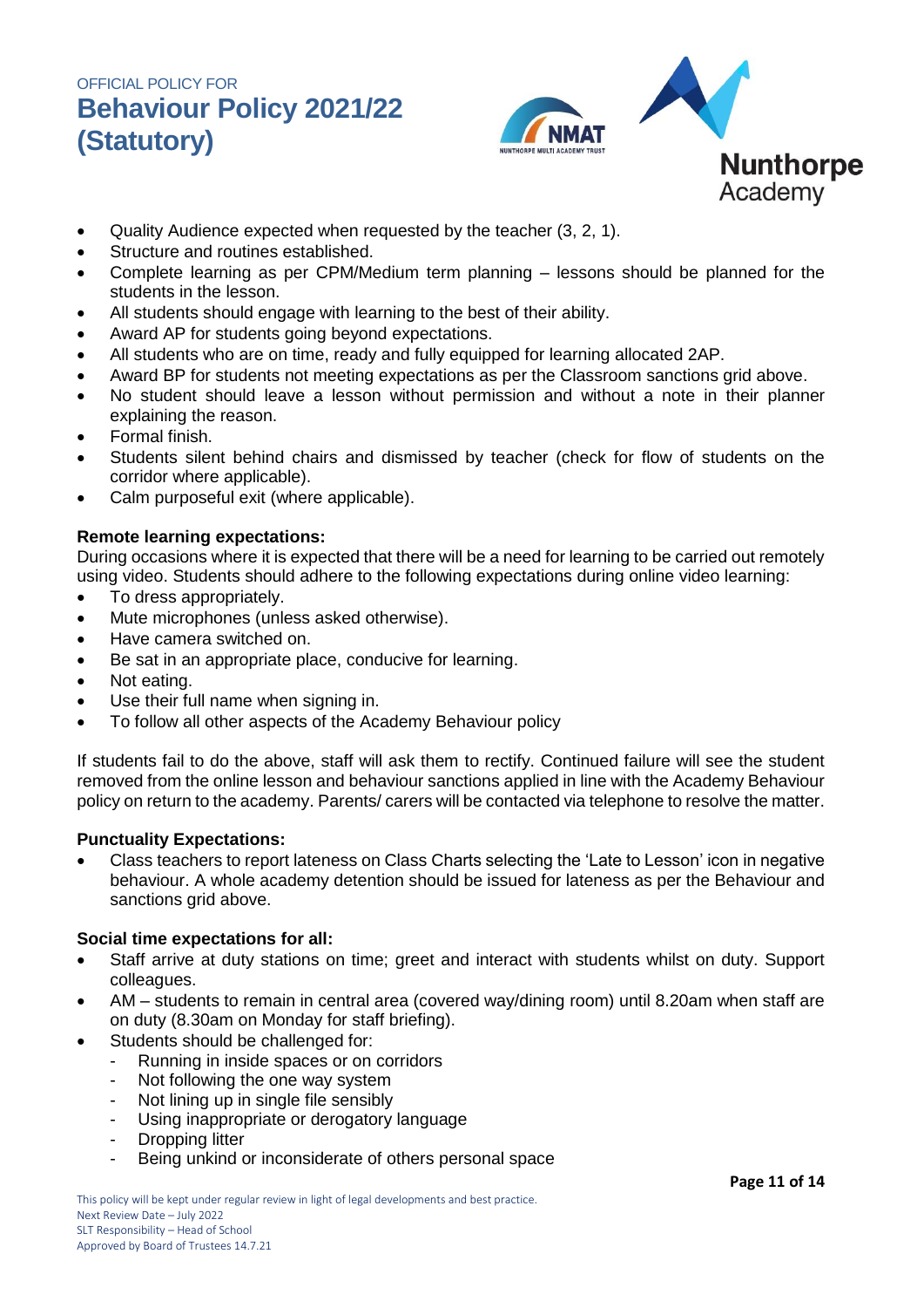- Quality Audience expected when requested by the teacher (3, 2, 1).
- Structure and routines established.
- Complete learning as per CPM/Medium term planning – lessons should be planned for the students in the lesson.
- All students should engage with learning to the best of their ability.
- Award AP for students going beyond expectations.
- All students who are on time, ready and fully equipped for learning allocated 2AP.
- Award BP for students not meeting expectations as per the Classroom sanctions grid above.
- No student should leave a lesson without permission and without a note in their planner explaining the reason.
- Formal finish.
- Students silent behind chairs and dismissed by teacher (check for flow of students on the corridor where applicable).
- Calm purposeful exit (where applicable).

**Remote learning expectations:**

During occasions where it is expected that there will be a need for learning to be carried out remotely using video. Students should adhere to the following expectations during online video learning:

- To dress appropriately.
- Mute microphones (unless asked otherwise).
- Have camera switched on.
- Be sat in an appropriate place, conducive for learning.
- Not eating.
- Use their full name when signing in.
- To follow all other aspects of the Academy Behaviour policy

If students fail to do the above, staff will ask them to rectify. Continued failure will see the student removed from the online lesson and behaviour sanctions applied in line with the Academy Behaviour policy on return to the academy. Parents/ carers will be contacted via telephone to resolve the matter.

**Punctuality Expectations:**

- Class teachers to report lateness on Class Charts selecting the 'Late to Lesson' icon in negative behaviour. A whole academy detention should be issued for lateness as per the Behaviour and sanctions grid above.

**Social time expectations for all:**

- Staff arrive at duty stations on time; greet and interact with students whilst on duty. Support colleagues.
- AM – students to remain in central area (covered way/dining room) until 8.20am when staff are on duty (8.30am on Monday for staff briefing).
- Students should be challenged for:
  - Running in inside spaces or on corridors
  - Not following the one way system
  - Not lining up in single file sensibly
  - Using inappropriate or derogatory language
  - Dropping litter
  - Being unkind or inconsiderate of others personal space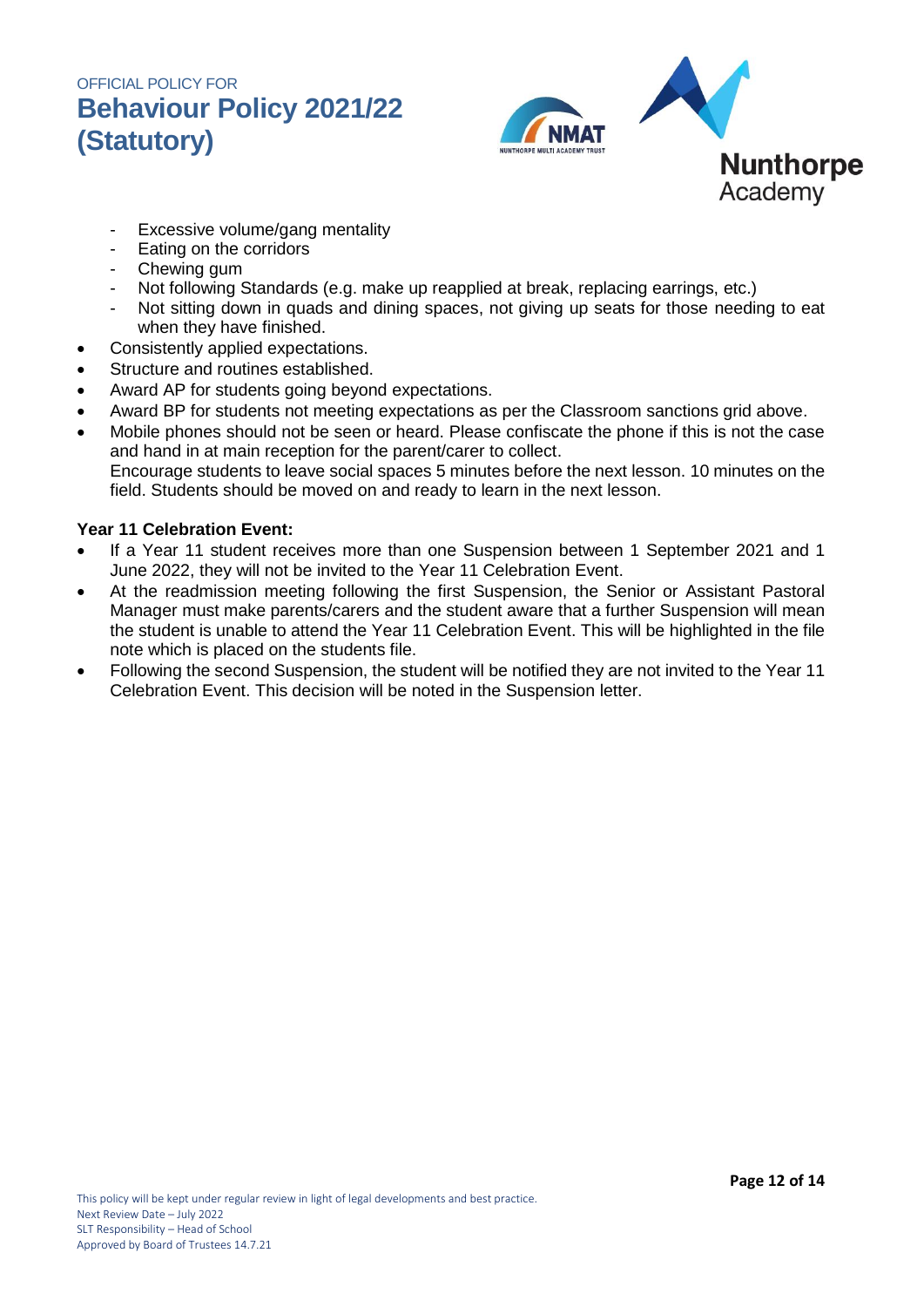- Excessive volume/gang mentality
- Eating on the corridors
- Chewing gum
- Not following Standards (e.g. make up reapplied at break, replacing earrings, etc.)
- Not sitting down in quads and dining spaces, not giving up seats for those needing to eat when they have finished.

- Consistently applied expectations.
- Structure and routines established.
- Award AP for students going beyond expectations.
- Award BP for students not meeting expectations as per the Classroom sanctions grid above.
- Mobile phones should not be seen or heard. Please confiscate the phone if this is not the case and hand in at main reception for the parent/carer to collect.
  Encourage students to leave social spaces 5 minutes before the next lesson. 10 minutes on the field. Students should be moved on and ready to learn in the next lesson.

**Year 11 Celebration Event:**

- If a Year 11 student receives more than one Suspension between 1 September 2021 and 1 June 2022, they will not be invited to the Year 11 Celebration Event.
- At the readmission meeting following the first Suspension, the Senior or Assistant Pastoral Manager must make parents/carers and the student aware that a further Suspension will mean the student is unable to attend the Year 11 Celebration Event. This will be highlighted in the file note which is placed on the students file.
- Following the second Suspension, the student will be notified they are not invited to the Year 11 Celebration Event. This decision will be noted in the Suspension letter.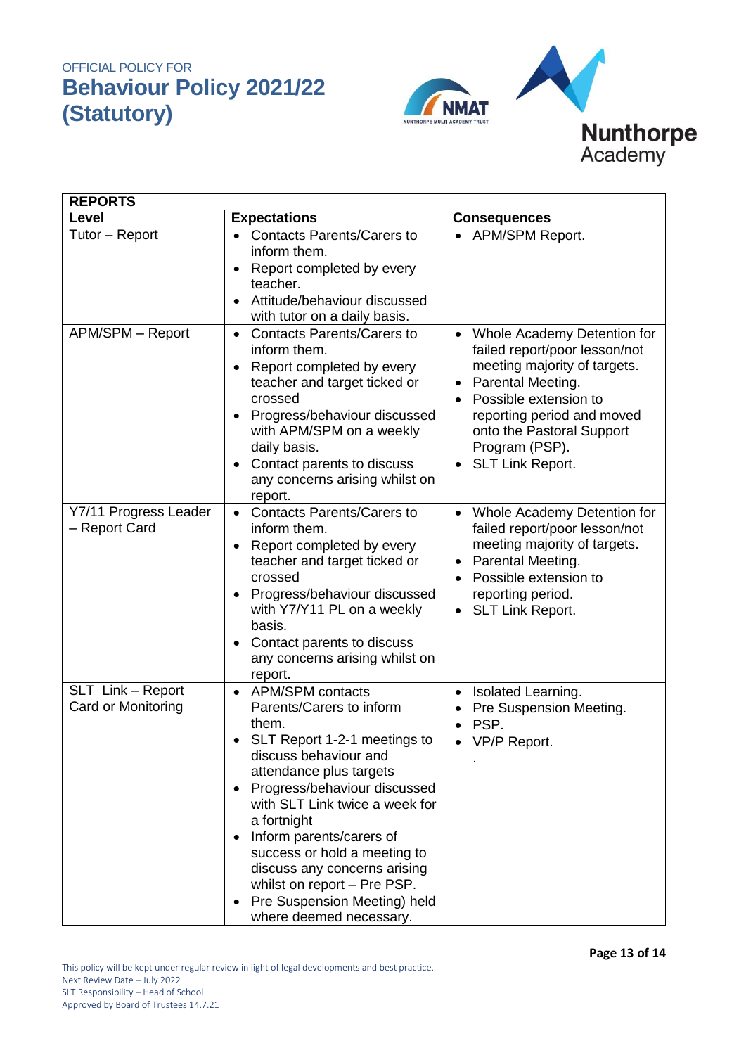| REPORTS | | |
|---|---|---|
| **Level** | **Expectations** | **Consequences** |
| Tutor – Report | • Contacts Parents/Carers to inform them.<br>• Report completed by every teacher.<br>• Attitude/behaviour discussed with tutor on a daily basis. | • APM/SPM Report. |
| APM/SPM – Report | • Contacts Parents/Carers to inform them.<br>• Report completed by every teacher and target ticked or crossed<br>• Progress/behaviour discussed with APM/SPM on a weekly daily basis.<br>• Contact parents to discuss any concerns arising whilst on report. | • Whole Academy Detention for failed report/poor lesson/not meeting majority of targets.<br>• Parental Meeting.<br>• Possible extension to reporting period and moved onto the Pastoral Support Program (PSP).<br>• SLT Link Report. |
| Y7/11 Progress Leader – Report Card | • Contacts Parents/Carers to inform them.<br>• Report completed by every teacher and target ticked or crossed<br>• Progress/behaviour discussed with Y7/Y11 PL on a weekly basis.<br>• Contact parents to discuss any concerns arising whilst on report. | • Whole Academy Detention for failed report/poor lesson/not meeting majority of targets.<br>• Parental Meeting.<br>• Possible extension to reporting period.<br>• SLT Link Report. |
| SLT Link – Report Card or Monitoring | • APM/SPM contacts Parents/Carers to inform them.<br>• SLT Report 1-2-1 meetings to discuss behaviour and attendance plus targets<br>• Progress/behaviour discussed with SLT Link twice a week for a fortnight<br>• Inform parents/carers of success or hold a meeting to discuss any concerns arising whilst on report – Pre PSP.<br>• Pre Suspension Meeting) held where deemed necessary. | • Isolated Learning.<br>• Pre Suspension Meeting.<br>• PSP.<br>• VP/P Report.<br>. |

This policy will be kept under regular review in light of legal developments and best practice.
Next Review Date – July 2022
SLT Responsibility – Head of School
Approved by Board of Trustees 14.7.21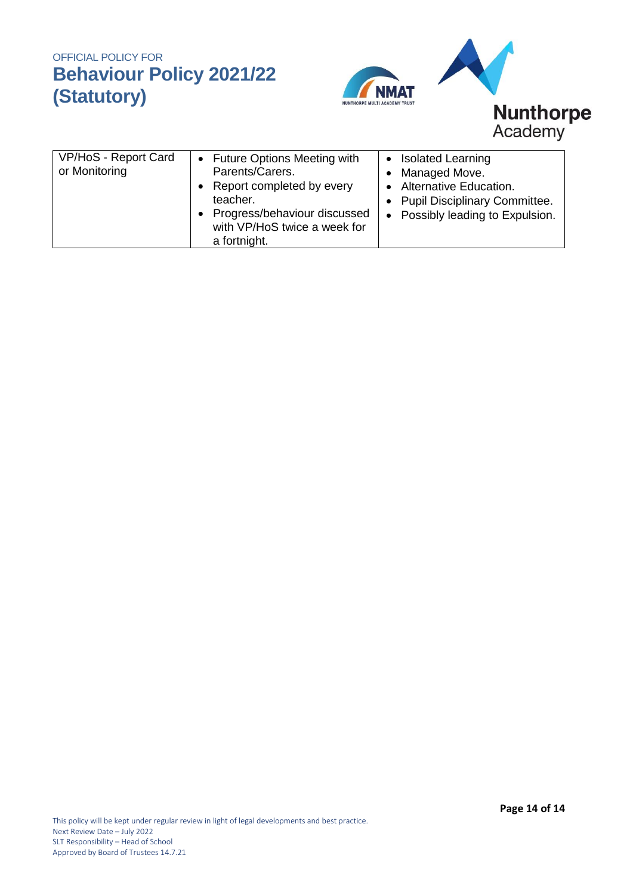| | | |
|---|---|---|
| VP/HoS - Report Card or Monitoring | • Future Options Meeting with Parents/Carers.<br>• Report completed by every teacher.<br>• Progress/behaviour discussed with VP/HoS twice a week for a fortnight. | • Isolated Learning<br>• Managed Move.<br>• Alternative Education.<br>• Pupil Disciplinary Committee.<br>• Possibly leading to Expulsion. |